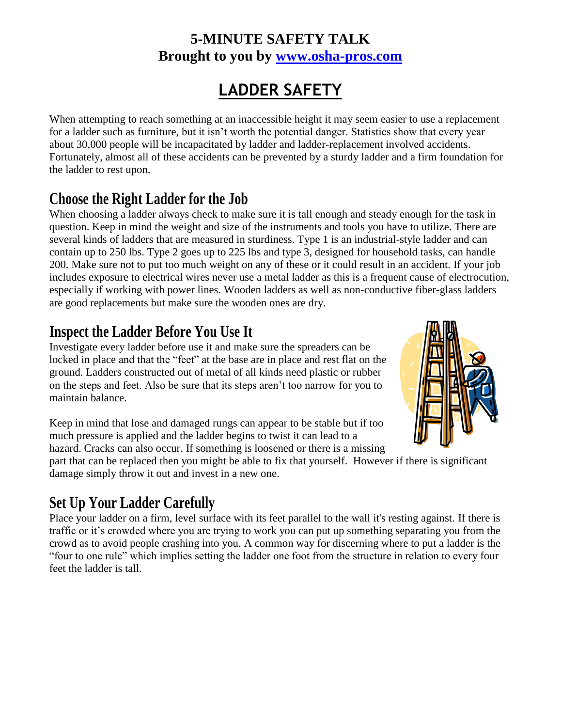**5-MINUTE SAFETY TALK**
**Brought to you by [www.osha-pros.com](http://www.osha-pros.com)**

# LADDER SAFETY

When attempting to reach something at an inaccessible height it may seem easier to use a replacement for a ladder such as furniture, but it isn't worth the potential danger. Statistics show that every year about 30,000 people will be incapacitated by ladder and ladder-replacement involved accidents. Fortunately, almost all of these accidents can be prevented by a sturdy ladder and a firm foundation for the ladder to rest upon.

## Choose the Right Ladder for the Job

When choosing a ladder always check to make sure it is tall enough and steady enough for the task in question. Keep in mind the weight and size of the instruments and tools you have to utilize. There are several kinds of ladders that are measured in sturdiness. Type 1 is an industrial-style ladder and can contain up to 250 lbs. Type 2 goes up to 225 lbs and type 3, designed for household tasks, can handle 200. Make sure not to put too much weight on any of these or it could result in an accident. If your job includes exposure to electrical wires never use a metal ladder as this is a frequent cause of electrocution, especially if working with power lines. Wooden ladders as well as non-conductive fiber-glass ladders are good replacements but make sure the wooden ones are dry.

## Inspect the Ladder Before You Use It

Investigate every ladder before use it and make sure the spreaders can be locked in place and that the "feet" at the base are in place and rest flat on the ground. Ladders constructed out of metal of all kinds need plastic or rubber on the steps and feet. Also be sure that its steps aren't too narrow for you to maintain balance.

Keep in mind that lose and damaged rungs can appear to be stable but if too much pressure is applied and the ladder begins to twist it can lead to a hazard. Cracks can also occur. If something is loosened or there is a missing part that can be replaced then you might be able to fix that yourself. However if there is significant damage simply throw it out and invest in a new one.

## Set Up Your Ladder Carefully

Place your ladder on a firm, level surface with its feet parallel to the wall it's resting against. If there is traffic or it's crowded where you are trying to work you can put up something separating you from the crowd as to avoid people crashing into you. A common way for discerning where to put a ladder is the "four to one rule" which implies setting the ladder one foot from the structure in relation to every four feet the ladder is tall.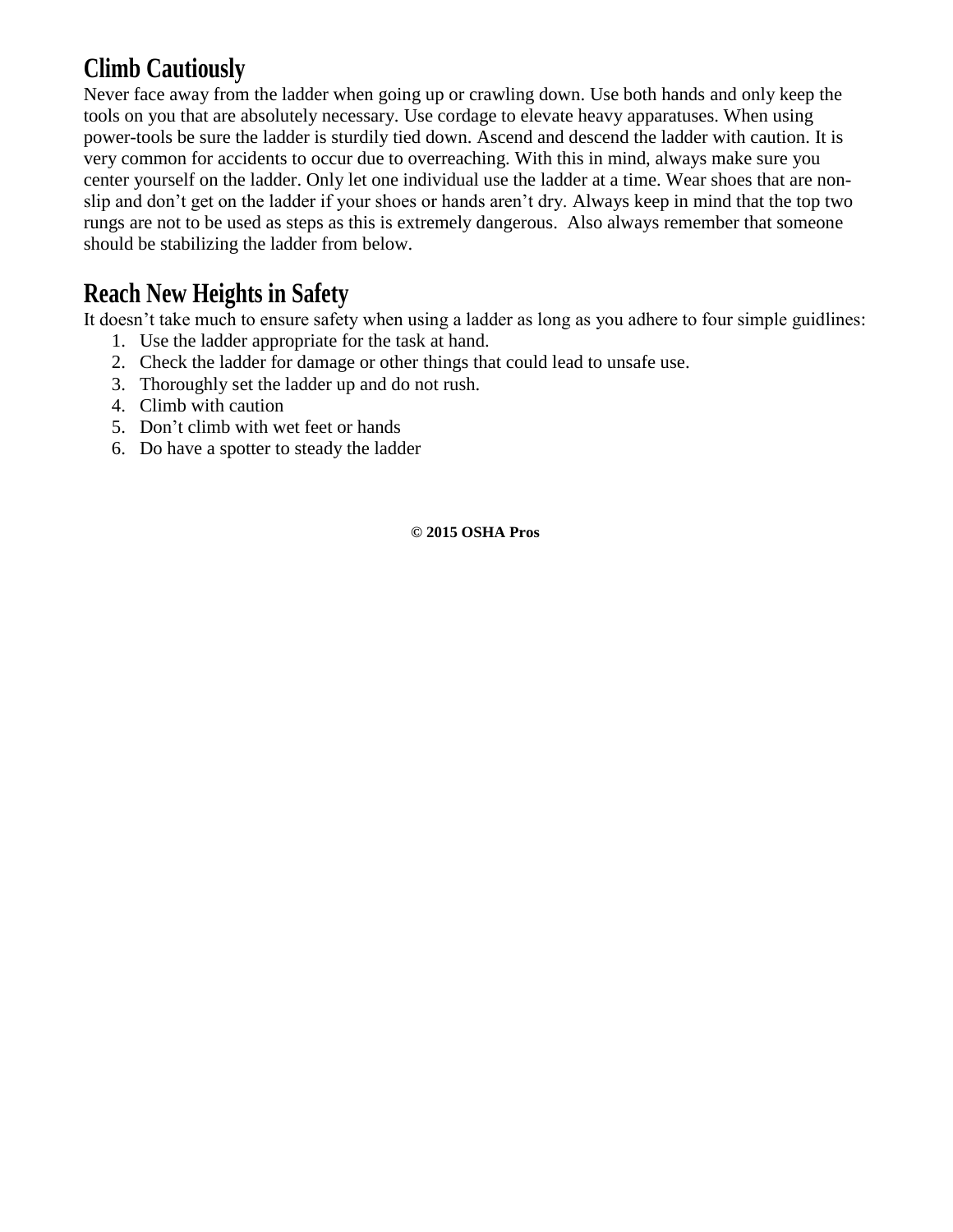## Climb Cautiously

Never face away from the ladder when going up or crawling down. Use both hands and only keep the tools on you that are absolutely necessary. Use cordage to elevate heavy apparatuses. When using power-tools be sure the ladder is sturdily tied down. Ascend and descend the ladder with caution. It is very common for accidents to occur due to overreaching. With this in mind, always make sure you center yourself on the ladder. Only let one individual use the ladder at a time. Wear shoes that are non-slip and don't get on the ladder if your shoes or hands aren't dry. Always keep in mind that the top two rungs are not to be used as steps as this is extremely dangerous. Also always remember that someone should be stabilizing the ladder from below.

## Reach New Heights in Safety

It doesn't take much to ensure safety when using a ladder as long as you adhere to four simple guidlines:

1. Use the ladder appropriate for the task at hand.
2. Check the ladder for damage or other things that could lead to unsafe use.
3. Thoroughly set the ladder up and do not rush.
4. Climb with caution
5. Don't climb with wet feet or hands
6. Do have a spotter to steady the ladder

**© 2015 OSHA Pros**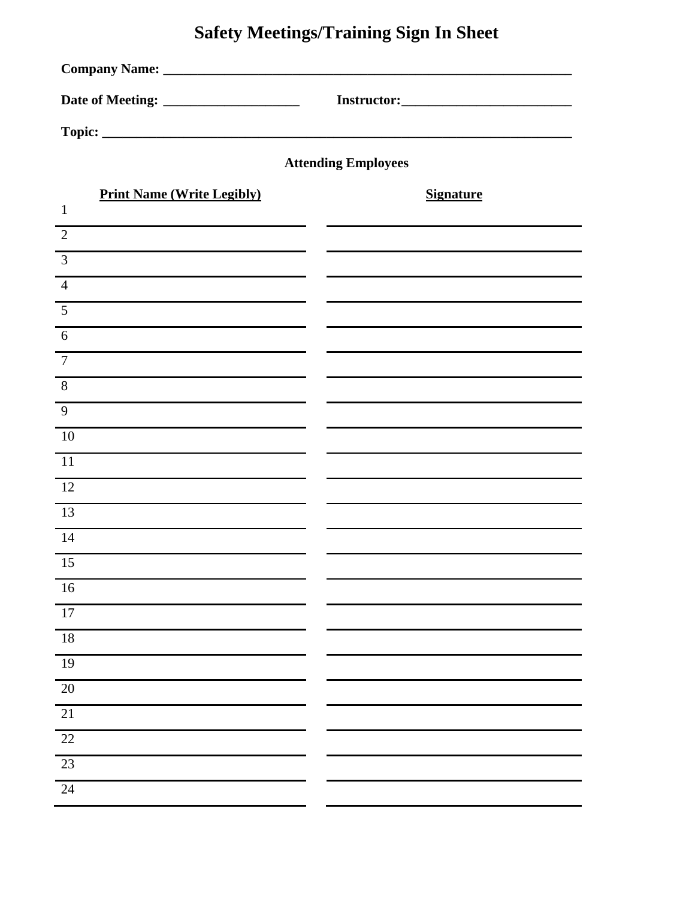# Safety Meetings/Training Sign In Sheet

**Company Name:** ____________________________________________________________

**Date of Meeting:** ____________________ **Instructor:**_________________________

**Topic:** ______________________________________________________________________

**Attending Employees**

| Print Name (Write Legibly) | Signature |
|---|---|
| 1 | |
| 2 | |
| 3 | |
| 4 | |
| 5 | |
| 6 | |
| 7 | |
| 8 | |
| 9 | |
| 10 | |
| 11 | |
| 12 | |
| 13 | |
| 14 | |
| 15 | |
| 16 | |
| 17 | |
| 18 | |
| 19 | |
| 20 | |
| 21 | |
| 22 | |
| 23 | |
| 24 | |